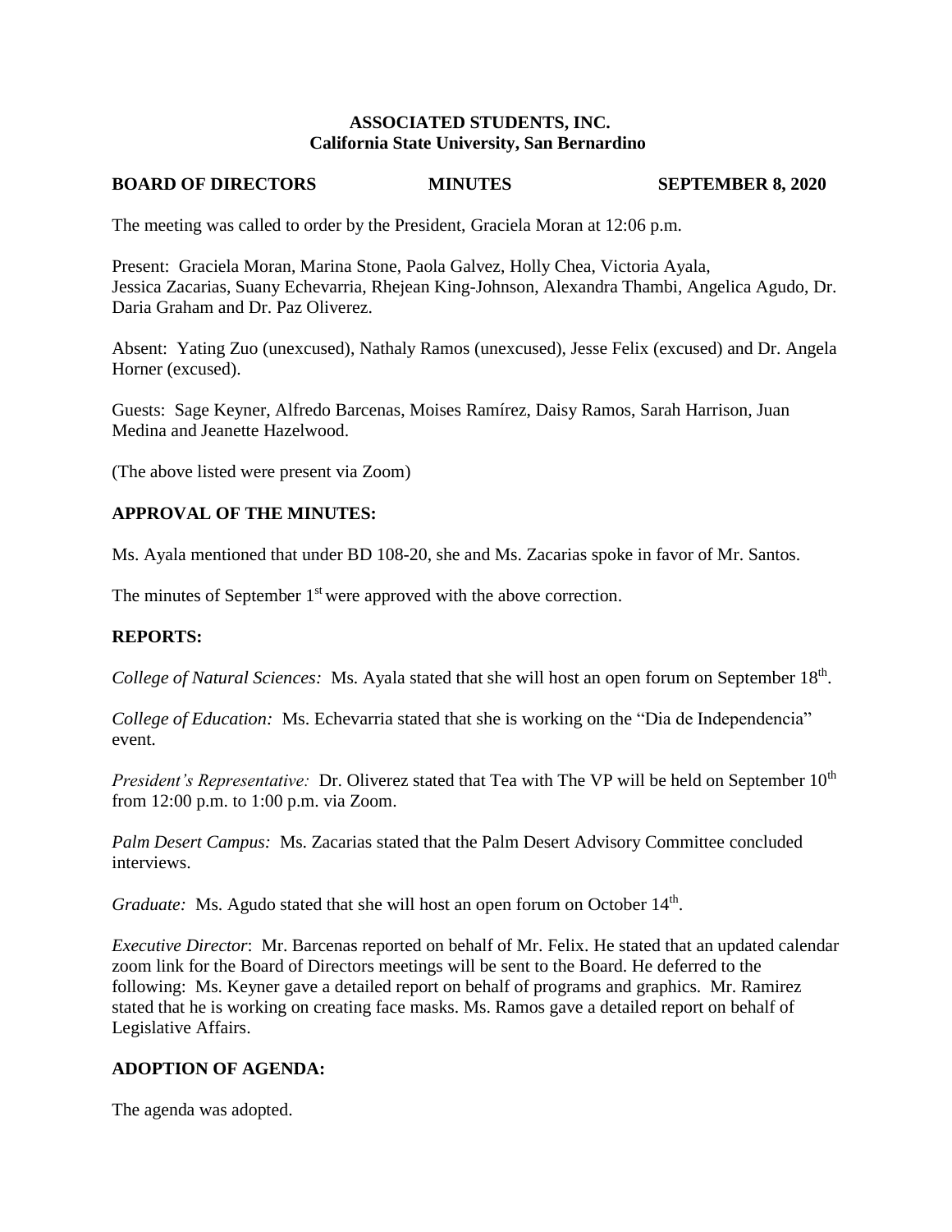**ASSOCIATED STUDENTS, INC.**
**California State University, San Bernardino**

**BOARD OF DIRECTORS MINUTES SEPTEMBER 8, 2020**

The meeting was called to order by the President, Graciela Moran at 12:06 p.m.

Present: Graciela Moran, Marina Stone, Paola Galvez, Holly Chea, Victoria Ayala, Jessica Zacarias, Suany Echevarria, Rhejean King-Johnson, Alexandra Thambi, Angelica Agudo, Dr. Daria Graham and Dr. Paz Oliverez.

Absent: Yating Zuo (unexcused), Nathaly Ramos (unexcused), Jesse Felix (excused) and Dr. Angela Horner (excused).

Guests: Sage Keyner, Alfredo Barcenas, Moises Ramírez, Daisy Ramos, Sarah Harrison, Juan Medina and Jeanette Hazelwood.

(The above listed were present via Zoom)

## APPROVAL OF THE MINUTES:

Ms. Ayala mentioned that under BD 108-20, she and Ms. Zacarias spoke in favor of Mr. Santos.

The minutes of September 1st were approved with the above correction.

## REPORTS:

*College of Natural Sciences:* Ms. Ayala stated that she will host an open forum on September 18th.

*College of Education:* Ms. Echevarria stated that she is working on the "Dia de Independencia" event.

*President's Representative:* Dr. Oliverez stated that Tea with The VP will be held on September 10th from 12:00 p.m. to 1:00 p.m. via Zoom.

*Palm Desert Campus:* Ms. Zacarias stated that the Palm Desert Advisory Committee concluded interviews.

*Graduate:* Ms. Agudo stated that she will host an open forum on October 14th.

*Executive Director*: Mr. Barcenas reported on behalf of Mr. Felix. He stated that an updated calendar zoom link for the Board of Directors meetings will be sent to the Board. He deferred to the following: Ms. Keyner gave a detailed report on behalf of programs and graphics. Mr. Ramirez stated that he is working on creating face masks. Ms. Ramos gave a detailed report on behalf of Legislative Affairs.

## ADOPTION OF AGENDA:

The agenda was adopted.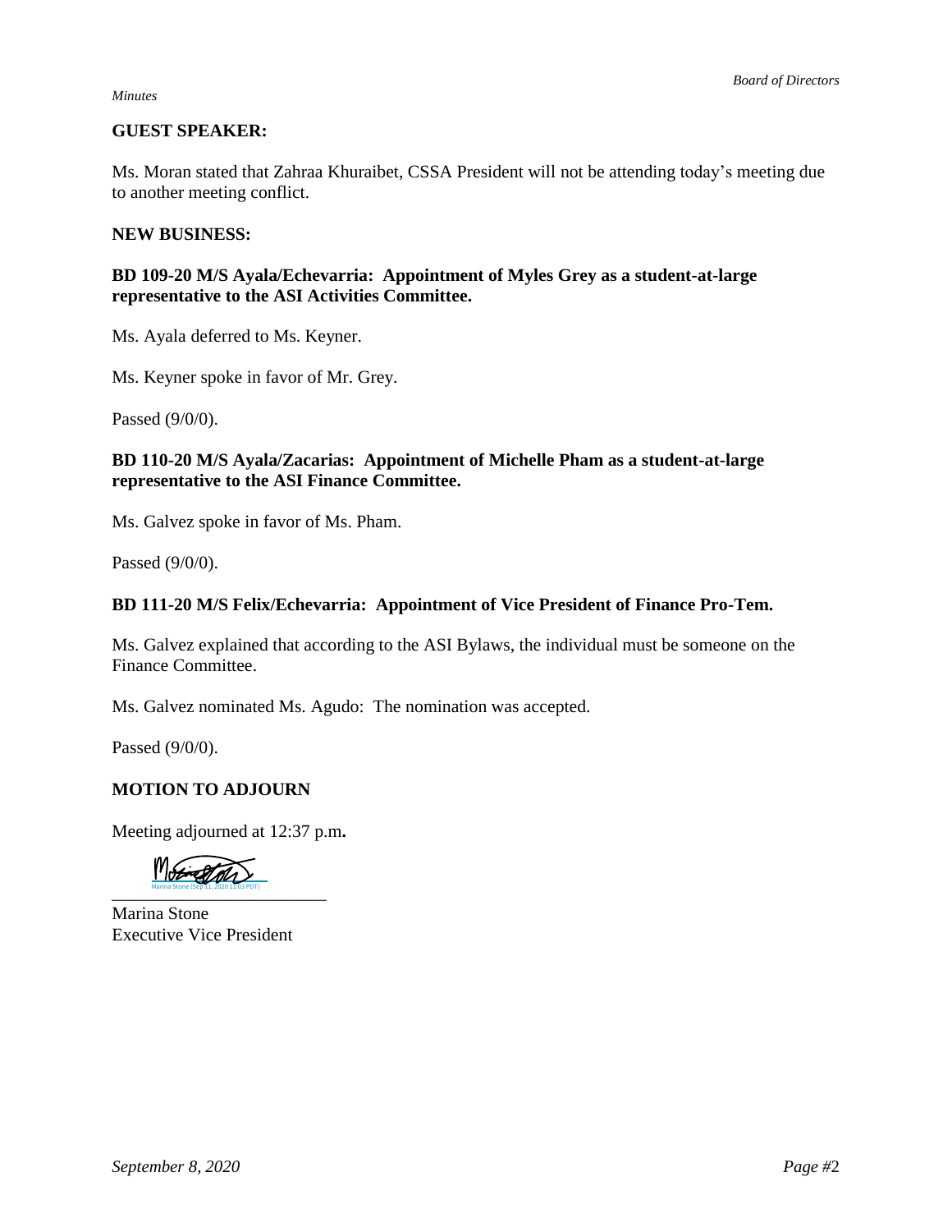**GUEST SPEAKER:**

Ms. Moran stated that Zahraa Khuraibet, CSSA President will not be attending today's meeting due to another meeting conflict.

**NEW BUSINESS:**

**BD 109-20 M/S Ayala/Echevarria: Appointment of Myles Grey as a student-at-large representative to the ASI Activities Committee.**

Ms. Ayala deferred to Ms. Keyner.

Ms. Keyner spoke in favor of Mr. Grey.

Passed (9/0/0).

**BD 110-20 M/S Ayala/Zacarias: Appointment of Michelle Pham as a student-at-large representative to the ASI Finance Committee.**

Ms. Galvez spoke in favor of Ms. Pham.

Passed (9/0/0).

**BD 111-20 M/S Felix/Echevarria: Appointment of Vice President of Finance Pro-Tem.**

Ms. Galvez explained that according to the ASI Bylaws, the individual must be someone on the Finance Committee.

Ms. Galvez nominated Ms. Agudo: The nomination was accepted.

Passed (9/0/0).

**MOTION TO ADJOURN**

Meeting adjourned at 12:37 p.m**.**

Marina Stone (Sep 11, 2020 11:03 PDT)

_________________________

Marina Stone
Executive Vice President